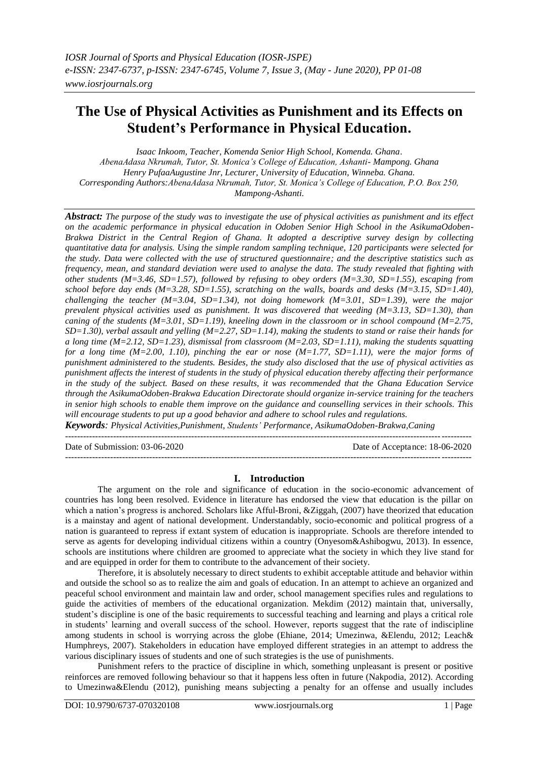# The Use of Physical Activities as Punishment and its Effects on Student's Performance in Physical Education.

*Isaac Inkoom, Teacher, Komenda Senior High School, Komenda. Ghana.*
*AbenaAdasa Nkrumah, Tutor, St. Monica's College of Education, Ashanti- Mampong. Ghana*
*Henry PufaaAugustine Jnr, Lecturer, University of Education, Winneba. Ghana.*
*Corresponding Authors:AbenaAdasa Nkrumah, Tutor, St. Monica's College of Education, P.O. Box 250, Mampong-Ashanti.*

***Abstract:*** *The purpose of the study was to investigate the use of physical activities as punishment and its effect on the academic performance in physical education in Odoben Senior High School in the AsikumaOdoben-Brakwa District in the Central Region of Ghana. It adopted a descriptive survey design by collecting quantitative data for analysis. Using the simple random sampling technique, 120 participants were selected for the study. Data were collected with the use of structured questionnaire; and the descriptive statistics such as frequency, mean, and standard deviation were used to analyse the data. The study revealed that fighting with other students (M=3.46, SD=1.57), followed by refusing to obey orders (M=3.30, SD=1.55), escaping from school before day ends (M=3.28, SD=1.55), scratching on the walls, boards and desks (M=3.15, SD=1.40), challenging the teacher (M=3.04, SD=1.34), not doing homework (M=3.01, SD=1.39), were the major prevalent physical activities used as punishment. It was discovered that weeding (M=3.13, SD=1.30), than caning of the students (M=3.01, SD=1.19), kneeling down in the classroom or in school compound (M=2.75, SD=1.30), verbal assault and yelling (M=2.27, SD=1.14), making the students to stand or raise their hands for a long time (M=2.12, SD=1.23), dismissal from classroom (M=2.03, SD=1.11), making the students squatting for a long time (M=2.00, 1.10), pinching the ear or nose (M=1.77, SD=1.11), were the major forms of punishment administered to the students. Besides, the study also disclosed that the use of physical activities as punishment affects the interest of students in the study of physical education thereby affecting their performance in the study of the subject. Based on these results, it was recommended that the Ghana Education Service through the AsikumaOdoben-Brakwa Education Directorate should organize in-service training for the teachers in senior high schools to enable them improve on the guidance and counselling services in their schools. This will encourage students to put up a good behavior and adhere to school rules and regulations.*

***Keywords****: Physical Activities,Punishment, Students' Performance, AsikumaOdoben-Brakwa,Caning*

---

Date of Submission: 03-06-2020 | Date of Acceptance: 18-06-2020

---

## I. Introduction

The argument on the role and significance of education in the socio-economic advancement of countries has long been resolved. Evidence in literature has endorsed the view that education is the pillar on which a nation's progress is anchored. Scholars like Afful-Broni, &Ziggah, (2007) have theorized that education is a mainstay and agent of national development. Understandably, socio-economic and political progress of a nation is guaranteed to repress if extant system of education is inappropriate. Schools are therefore intended to serve as agents for developing individual citizens within a country (Onyesom&Ashibogwu, 2013). In essence, schools are institutions where children are groomed to appreciate what the society in which they live stand for and are equipped in order for them to contribute to the advancement of their society.

Therefore, it is absolutely necessary to direct students to exhibit acceptable attitude and behavior within and outside the school so as to realize the aim and goals of education. In an attempt to achieve an organized and peaceful school environment and maintain law and order, school management specifies rules and regulations to guide the activities of members of the educational organization. Mekdim (2012) maintain that, universally, student's discipline is one of the basic requirements to successful teaching and learning and plays a critical role in students' learning and overall success of the school. However, reports suggest that the rate of indiscipline among students in school is worrying across the globe (Ehiane, 2014; Umezinwa, &Elendu, 2012; Leach& Humphreys, 2007). Stakeholders in education have employed different strategies in an attempt to address the various disciplinary issues of students and one of such strategies is the use of punishments.

Punishment refers to the practice of discipline in which, something unpleasant is present or positive reinforces are removed following behaviour so that it happens less often in future (Nakpodia, 2012). According to Umezinwa&Elendu (2012), punishing means subjecting a penalty for an offense and usually includes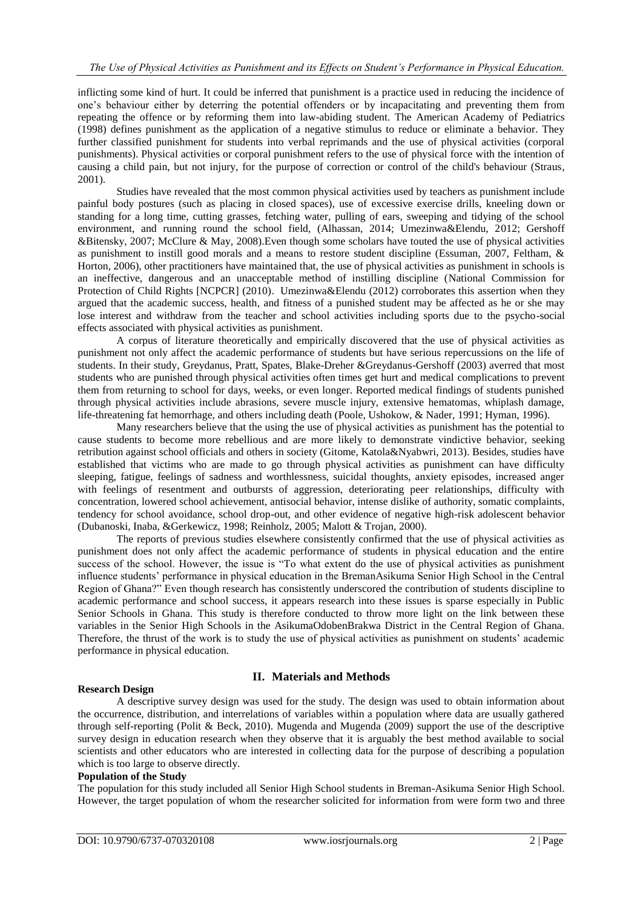inflicting some kind of hurt. It could be inferred that punishment is a practice used in reducing the incidence of one's behaviour either by deterring the potential offenders or by incapacitating and preventing them from repeating the offence or by reforming them into law-abiding student. The American Academy of Pediatrics (1998) defines punishment as the application of a negative stimulus to reduce or eliminate a behavior. They further classified punishment for students into verbal reprimands and the use of physical activities (corporal punishments). Physical activities or corporal punishment refers to the use of physical force with the intention of causing a child pain, but not injury, for the purpose of correction or control of the child's behaviour (Straus, 2001).

Studies have revealed that the most common physical activities used by teachers as punishment include painful body postures (such as placing in closed spaces), use of excessive exercise drills, kneeling down or standing for a long time, cutting grasses, fetching water, pulling of ears, sweeping and tidying of the school environment, and running round the school field, (Alhassan, 2014; Umezinwa&Elendu, 2012; Gershoff &Bitensky, 2007; McClure & May, 2008).Even though some scholars have touted the use of physical activities as punishment to instill good morals and a means to restore student discipline (Essuman, 2007, Feltham, & Horton, 2006), other practitioners have maintained that, the use of physical activities as punishment in schools is an ineffective, dangerous and an unacceptable method of instilling discipline (National Commission for Protection of Child Rights [NCPCR] (2010). Umezinwa&Elendu (2012) corroborates this assertion when they argued that the academic success, health, and fitness of a punished student may be affected as he or she may lose interest and withdraw from the teacher and school activities including sports due to the psycho-social effects associated with physical activities as punishment.

A corpus of literature theoretically and empirically discovered that the use of physical activities as punishment not only affect the academic performance of students but have serious repercussions on the life of students. In their study, Greydanus, Pratt, Spates, Blake-Dreher &Greydanus-Gershoff (2003) averred that most students who are punished through physical activities often times get hurt and medical complications to prevent them from returning to school for days, weeks, or even longer. Reported medical findings of students punished through physical activities include abrasions, severe muscle injury, extensive hematomas, whiplash damage, life-threatening fat hemorrhage, and others including death (Poole, Ushokow, & Nader, 1991; Hyman, 1996).

Many researchers believe that the using the use of physical activities as punishment has the potential to cause students to become more rebellious and are more likely to demonstrate vindictive behavior, seeking retribution against school officials and others in society (Gitome, Katola&Nyabwri, 2013). Besides, studies have established that victims who are made to go through physical activities as punishment can have difficulty sleeping, fatigue, feelings of sadness and worthlessness, suicidal thoughts, anxiety episodes, increased anger with feelings of resentment and outbursts of aggression, deteriorating peer relationships, difficulty with concentration, lowered school achievement, antisocial behavior, intense dislike of authority, somatic complaints, tendency for school avoidance, school drop-out, and other evidence of negative high-risk adolescent behavior (Dubanoski, Inaba, &Gerkewicz, 1998; Reinholz, 2005; Malott & Trojan, 2000).

The reports of previous studies elsewhere consistently confirmed that the use of physical activities as punishment does not only affect the academic performance of students in physical education and the entire success of the school. However, the issue is "To what extent do the use of physical activities as punishment influence students' performance in physical education in the BremanAsikuma Senior High School in the Central Region of Ghana?" Even though research has consistently underscored the contribution of students discipline to academic performance and school success, it appears research into these issues is sparse especially in Public Senior Schools in Ghana. This study is therefore conducted to throw more light on the link between these variables in the Senior High Schools in the AsikumaOdobenBrakwa District in the Central Region of Ghana. Therefore, the thrust of the work is to study the use of physical activities as punishment on students' academic performance in physical education.

## II. Materials and Methods

### Research Design

A descriptive survey design was used for the study. The design was used to obtain information about the occurrence, distribution, and interrelations of variables within a population where data are usually gathered through self-reporting (Polit & Beck, 2010). Mugenda and Mugenda (2009) support the use of the descriptive survey design in education research when they observe that it is arguably the best method available to social scientists and other educators who are interested in collecting data for the purpose of describing a population which is too large to observe directly.

### Population of the Study

The population for this study included all Senior High School students in Breman-Asikuma Senior High School. However, the target population of whom the researcher solicited for information from were form two and three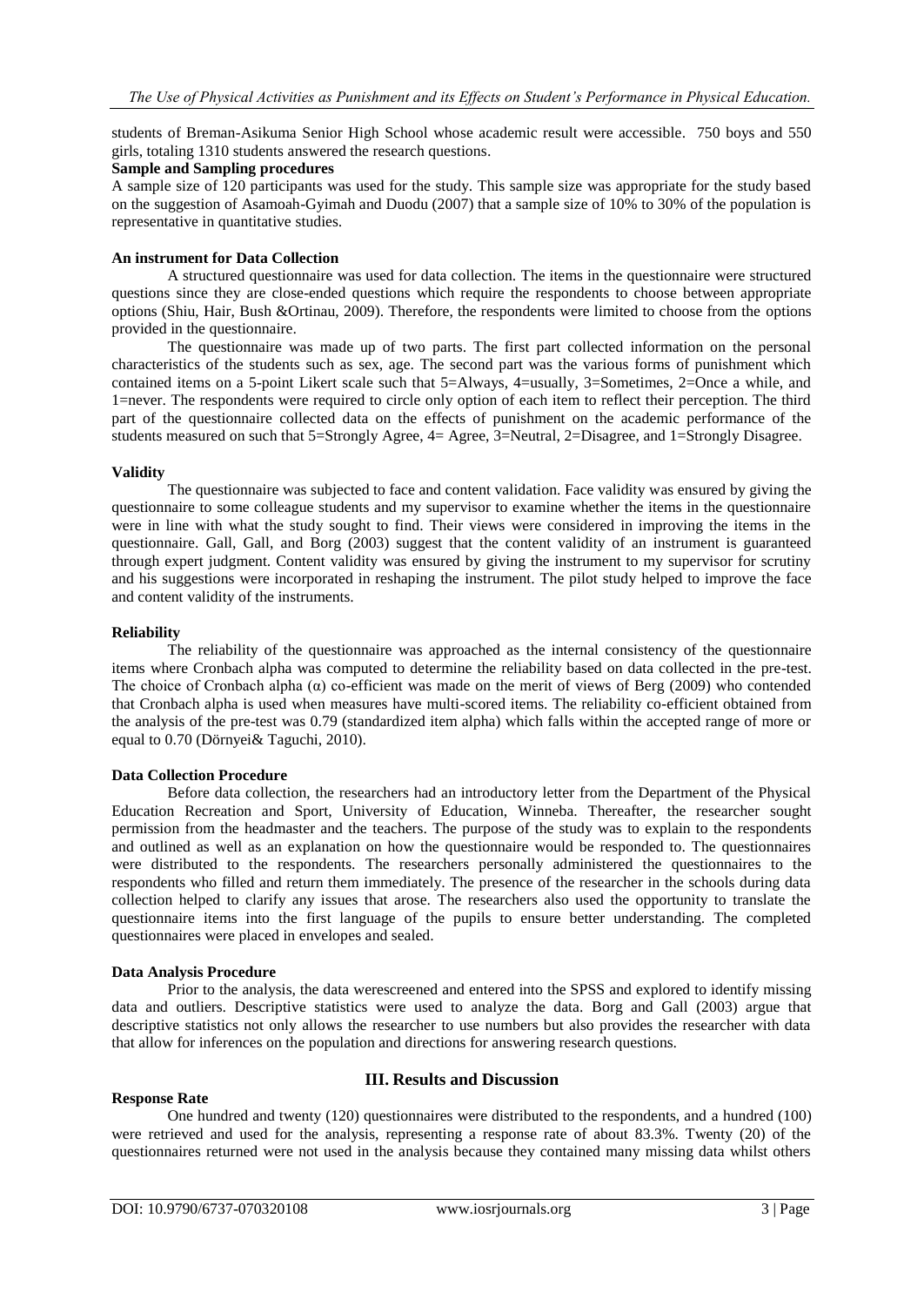students of Breman-Asikuma Senior High School whose academic result were accessible. 750 boys and 550 girls, totaling 1310 students answered the research questions.

**Sample and Sampling procedures**

A sample size of 120 participants was used for the study. This sample size was appropriate for the study based on the suggestion of Asamoah-Gyimah and Duodu (2007) that a sample size of 10% to 30% of the population is representative in quantitative studies.

**An instrument for Data Collection**

A structured questionnaire was used for data collection. The items in the questionnaire were structured questions since they are close-ended questions which require the respondents to choose between appropriate options (Shiu, Hair, Bush &Ortinau, 2009). Therefore, the respondents were limited to choose from the options provided in the questionnaire.

The questionnaire was made up of two parts. The first part collected information on the personal characteristics of the students such as sex, age. The second part was the various forms of punishment which contained items on a 5-point Likert scale such that 5=Always, 4=usually, 3=Sometimes, 2=Once a while, and 1=never. The respondents were required to circle only option of each item to reflect their perception. The third part of the questionnaire collected data on the effects of punishment on the academic performance of the students measured on such that 5=Strongly Agree, 4= Agree, 3=Neutral, 2=Disagree, and 1=Strongly Disagree.

**Validity**

The questionnaire was subjected to face and content validation. Face validity was ensured by giving the questionnaire to some colleague students and my supervisor to examine whether the items in the questionnaire were in line with what the study sought to find. Their views were considered in improving the items in the questionnaire. Gall, Gall, and Borg (2003) suggest that the content validity of an instrument is guaranteed through expert judgment. Content validity was ensured by giving the instrument to my supervisor for scrutiny and his suggestions were incorporated in reshaping the instrument. The pilot study helped to improve the face and content validity of the instruments.

**Reliability**

The reliability of the questionnaire was approached as the internal consistency of the questionnaire items where Cronbach alpha was computed to determine the reliability based on data collected in the pre-test. The choice of Cronbach alpha ($\alpha$) co-efficient was made on the merit of views of Berg (2009) who contended that Cronbach alpha is used when measures have multi-scored items. The reliability co-efficient obtained from the analysis of the pre-test was 0.79 (standardized item alpha) which falls within the accepted range of more or equal to 0.70 (Dörnyei& Taguchi, 2010).

**Data Collection Procedure**

Before data collection, the researchers had an introductory letter from the Department of the Physical Education Recreation and Sport, University of Education, Winneba. Thereafter, the researcher sought permission from the headmaster and the teachers. The purpose of the study was to explain to the respondents and outlined as well as an explanation on how the questionnaire would be responded to. The questionnaires were distributed to the respondents. The researchers personally administered the questionnaires to the respondents who filled and return them immediately. The presence of the researcher in the schools during data collection helped to clarify any issues that arose. The researchers also used the opportunity to translate the questionnaire items into the first language of the pupils to ensure better understanding. The completed questionnaires were placed in envelopes and sealed.

**Data Analysis Procedure**

Prior to the analysis, the data werescreened and entered into the SPSS and explored to identify missing data and outliers. Descriptive statistics were used to analyze the data. Borg and Gall (2003) argue that descriptive statistics not only allows the researcher to use numbers but also provides the researcher with data that allow for inferences on the population and directions for answering research questions.

## III. Results and Discussion

**Response Rate**

One hundred and twenty (120) questionnaires were distributed to the respondents, and a hundred (100) were retrieved and used for the analysis, representing a response rate of about 83.3%. Twenty (20) of the questionnaires returned were not used in the analysis because they contained many missing data whilst others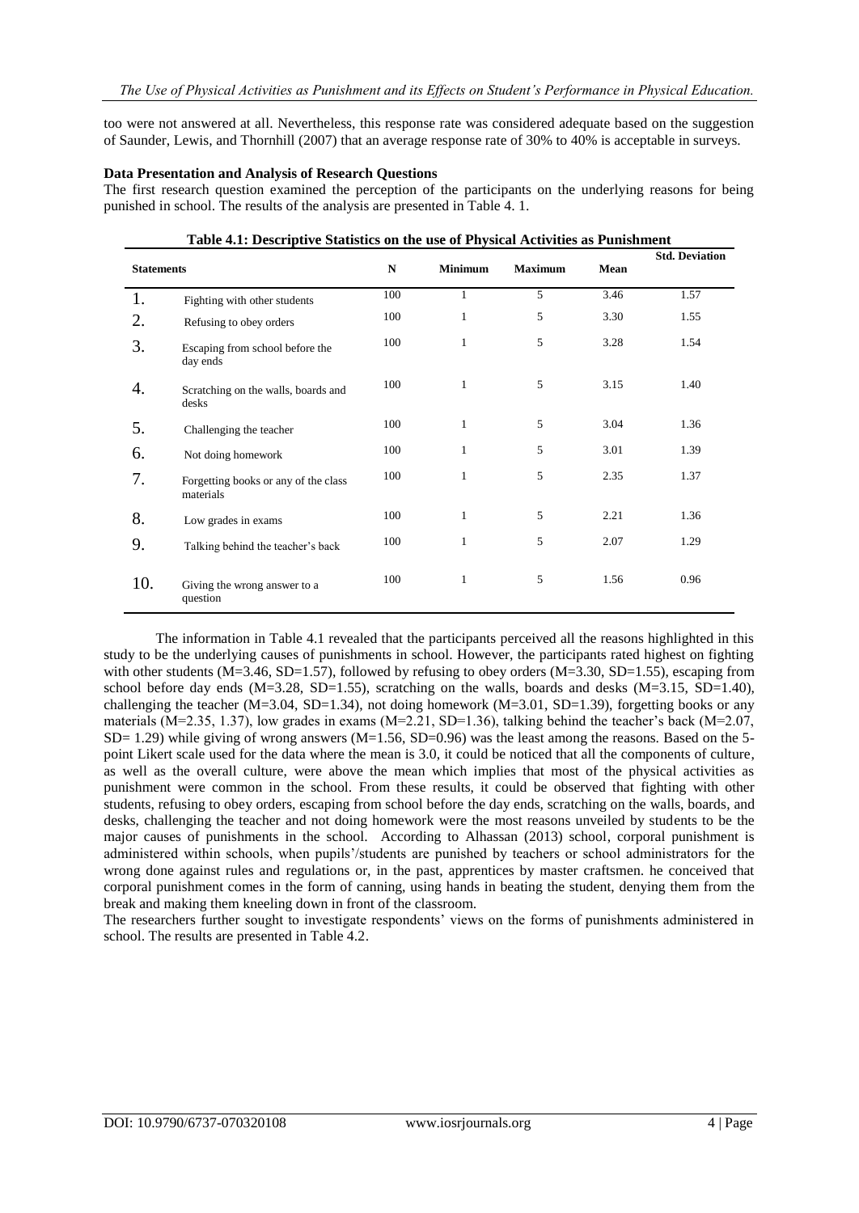too were not answered at all. Nevertheless, this response rate was considered adequate based on the suggestion of Saunder, Lewis, and Thornhill (2007) that an average response rate of 30% to 40% is acceptable in surveys.

**Data Presentation and Analysis of Research Questions**

The first research question examined the perception of the participants on the underlying reasons for being punished in school. The results of the analysis are presented in Table 4. 1.

**Table 4.1: Descriptive Statistics on the use of Physical Activities as Punishment**

| Statements | | N | Minimum | Maximum | Mean | Std. Deviation |
|---|---|---|---|---|---|---|
| 1. | Fighting with other students | 100 | 1 | 5 | 3.46 | 1.57 |
| 2. | Refusing to obey orders | 100 | 1 | 5 | 3.30 | 1.55 |
| 3. | Escaping from school before the day ends | 100 | 1 | 5 | 3.28 | 1.54 |
| 4. | Scratching on the walls, boards and desks | 100 | 1 | 5 | 3.15 | 1.40 |
| 5. | Challenging the teacher | 100 | 1 | 5 | 3.04 | 1.36 |
| 6. | Not doing homework | 100 | 1 | 5 | 3.01 | 1.39 |
| 7. | Forgetting books or any of the class materials | 100 | 1 | 5 | 2.35 | 1.37 |
| 8. | Low grades in exams | 100 | 1 | 5 | 2.21 | 1.36 |
| 9. | Talking behind the teacher's back | 100 | 1 | 5 | 2.07 | 1.29 |
| 10. | Giving the wrong answer to a question | 100 | 1 | 5 | 1.56 | 0.96 |

The information in Table 4.1 revealed that the participants perceived all the reasons highlighted in this study to be the underlying causes of punishments in school. However, the participants rated highest on fighting with other students (M=3.46, SD=1.57), followed by refusing to obey orders (M=3.30, SD=1.55), escaping from school before day ends (M=3.28, SD=1.55), scratching on the walls, boards and desks (M=3.15, SD=1.40), challenging the teacher (M=3.04, SD=1.34), not doing homework (M=3.01, SD=1.39), forgetting books or any materials (M=2.35, 1.37), low grades in exams (M=2.21, SD=1.36), talking behind the teacher's back (M=2.07, SD= 1.29) while giving of wrong answers (M=1.56, SD=0.96) was the least among the reasons. Based on the 5-point Likert scale used for the data where the mean is 3.0, it could be noticed that all the components of culture, as well as the overall culture, were above the mean which implies that most of the physical activities as punishment were common in the school. From these results, it could be observed that fighting with other students, refusing to obey orders, escaping from school before the day ends, scratching on the walls, boards, and desks, challenging the teacher and not doing homework were the most reasons unveiled by students to be the major causes of punishments in the school. According to Alhassan (2013) school, corporal punishment is administered within schools, when pupils'/students are punished by teachers or school administrators for the wrong done against rules and regulations or, in the past, apprentices by master craftsmen. he conceived that corporal punishment comes in the form of canning, using hands in beating the student, denying them from the break and making them kneeling down in front of the classroom.

The researchers further sought to investigate respondents' views on the forms of punishments administered in school. The results are presented in Table 4.2.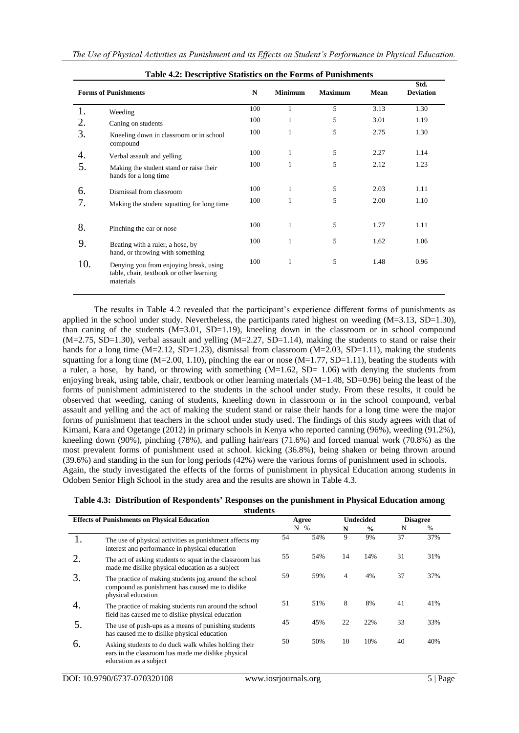**Table 4.2: Descriptive Statistics on the Forms of Punishments**

| | Forms of Punishments | N | Minimum | Maximum | Mean | Std. Deviation |
|---|---|---|---|---|---|---|
| 1. | Weeding | 100 | 1 | 5 | 3.13 | 1.30 |
| 2. | Caning on students | 100 | 1 | 5 | 3.01 | 1.19 |
| 3. | Kneeling down in classroom or in school compound | 100 | 1 | 5 | 2.75 | 1.30 |
| 4. | Verbal assault and yelling | 100 | 1 | 5 | 2.27 | 1.14 |
| 5. | Making the student stand or raise their hands for a long time | 100 | 1 | 5 | 2.12 | 1.23 |
| 6. | Dismissal from classroom | 100 | 1 | 5 | 2.03 | 1.11 |
| 7. | Making the student squatting for long time | 100 | 1 | 5 | 2.00 | 1.10 |
| 8. | Pinching the ear or nose | 100 | 1 | 5 | 1.77 | 1.11 |
| 9. | Beating with a ruler, a hose, by hand, or throwing with something | 100 | 1 | 5 | 1.62 | 1.06 |
| 10. | Denying you from enjoying break, using table, chair, textbook or other learning materials | 100 | 1 | 5 | 1.48 | 0.96 |

The results in Table 4.2 revealed that the participant's experience different forms of punishments as applied in the school under study. Nevertheless, the participants rated highest on weeding (M=3.13, SD=1.30), than caning of the students (M=3.01, SD=1.19), kneeling down in the classroom or in school compound (M=2.75, SD=1.30), verbal assault and yelling (M=2.27, SD=1.14), making the students to stand or raise their hands for a long time (M=2.12, SD=1.23), dismissal from classroom (M=2.03, SD=1.11), making the students squatting for a long time (M=2.00, 1.10), pinching the ear or nose (M=1.77, SD=1.11), beating the students with a ruler, a hose, by hand, or throwing with something (M=1.62, SD= 1.06) with denying the students from enjoying break, using table, chair, textbook or other learning materials (M=1.48, SD=0.96) being the least of the forms of punishment administered to the students in the school under study. From these results, it could be observed that weeding, caning of students, kneeling down in classroom or in the school compound, verbal assault and yelling and the act of making the student stand or raise their hands for a long time were the major forms of punishment that teachers in the school under study used. The findings of this study agrees with that of Kimani, Kara and Ogetange (2012) in primary schools in Kenya who reported canning (96%), weeding (91.2%), kneeling down (90%), pinching (78%), and pulling hair/ears (71.6%) and forced manual work (70.8%) as the most prevalent forms of punishment used at school. kicking (36.8%), being shaken or being thrown around (39.6%) and standing in the sun for long periods (42%) were the various forms of punishment used in schools.
Again, the study investigated the effects of the forms of punishment in physical Education among students in Odoben Senior High School in the study area and the results are shown in Table 4.3.

**Table 4.3: Distribution of Respondents' Responses on the punishment in Physical Education among students**

| | Effects of Punishments on Physical Education | Agree | | Undecided | | Disagree | |
|---|---|---|---|---|---|---|---|
| | | N | % | N | % | N | % |
| 1. | The use of physical activities as punishment affects my interest and performance in physical education | 54 | 54% | 9 | 9% | 37 | 37% |
| 2. | The act of asking students to squat in the classroom has made me dislike physical education as a subject | 55 | 54% | 14 | 14% | 31 | 31% |
| 3. | The practice of making students jog around the school compound as punishment has caused me to dislike physical education | 59 | 59% | 4 | 4% | 37 | 37% |
| 4. | The practice of making students run around the school field has caused me to dislike physical education | 51 | 51% | 8 | 8% | 41 | 41% |
| 5. | The use of push-ups as a means of punishing students has caused me to dislike physical education | 45 | 45% | 22 | 22% | 33 | 33% |
| 6. | Asking students to do duck walk whiles holding their ears in the classroom has made me dislike physical education as a subject | 50 | 50% | 10 | 10% | 40 | 40% |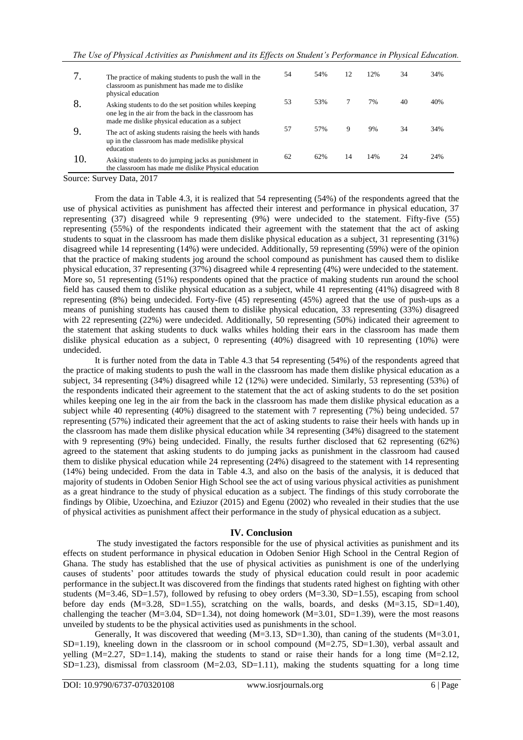| | | | | | | | |
|---|---|---|---|---|---|---|---|
| 7. | The practice of making students to push the wall in the classroom as punishment has made me to dislike physical education | 54 | 54% | 12 | 12% | 34 | 34% |
| 8. | Asking students to do the set position whiles keeping one leg in the air from the back in the classroom has made me dislike physical education as a subject | 53 | 53% | 7 | 7% | 40 | 40% |
| 9. | The act of asking students raising the heels with hands up in the classroom has made medislike physical education | 57 | 57% | 9 | 9% | 34 | 34% |
| 10. | Asking students to do jumping jacks as punishment in the classroom has made me dislike Physical education | 62 | 62% | 14 | 14% | 24 | 24% |

Source: Survey Data, 2017

From the data in Table 4.3, it is realized that 54 representing (54%) of the respondents agreed that the use of physical activities as punishment has affected their interest and performance in physical education, 37 representing (37) disagreed while 9 representing (9%) were undecided to the statement. Fifty-five (55) representing (55%) of the respondents indicated their agreement with the statement that the act of asking students to squat in the classroom has made them dislike physical education as a subject, 31 representing (31%) disagreed while 14 representing (14%) were undecided. Additionally, 59 representing (59%) were of the opinion that the practice of making students jog around the school compound as punishment has caused them to dislike physical education, 37 representing (37%) disagreed while 4 representing (4%) were undecided to the statement. More so, 51 representing (51%) respondents opined that the practice of making students run around the school field has caused them to dislike physical education as a subject, while 41 representing (41%) disagreed with 8 representing (8%) being undecided. Forty-five (45) representing (45%) agreed that the use of push-ups as a means of punishing students has caused them to dislike physical education, 33 representing (33%) disagreed with 22 representing (22%) were undecided. Additionally, 50 representing (50%) indicated their agreement to the statement that asking students to duck walks whiles holding their ears in the classroom has made them dislike physical education as a subject, 0 representing (40%) disagreed with 10 representing (10%) were undecided.

It is further noted from the data in Table 4.3 that 54 representing (54%) of the respondents agreed that the practice of making students to push the wall in the classroom has made them dislike physical education as a subject, 34 representing (34%) disagreed while 12 (12%) were undecided. Similarly, 53 representing (53%) of the respondents indicated their agreement to the statement that the act of asking students to do the set position whiles keeping one leg in the air from the back in the classroom has made them dislike physical education as a subject while 40 representing (40%) disagreed to the statement with 7 representing (7%) being undecided. 57 representing (57%) indicated their agreement that the act of asking students to raise their heels with hands up in the classroom has made them dislike physical education while 34 representing (34%) disagreed to the statement with 9 representing (9%) being undecided. Finally, the results further disclosed that 62 representing (62%) agreed to the statement that asking students to do jumping jacks as punishment in the classroom had caused them to dislike physical education while 24 representing (24%) disagreed to the statement with 14 representing (14%) being undecided. From the data in Table 4.3, and also on the basis of the analysis, it is deduced that majority of students in Odoben Senior High School see the act of using various physical activities as punishment as a great hindrance to the study of physical education as a subject. The findings of this study corroborate the findings by Olibie, Uzoechina, and Eziuzor (2015) and Egenu (2002) who revealed in their studies that the use of physical activities as punishment affect their performance in the study of physical education as a subject.

## IV. Conclusion

The study investigated the factors responsible for the use of physical activities as punishment and its effects on student performance in physical education in Odoben Senior High School in the Central Region of Ghana. The study has established that the use of physical activities as punishment is one of the underlying causes of students' poor attitudes towards the study of physical education could result in poor academic performance in the subject.It was discovered from the findings that students rated highest on fighting with other students (M=3.46, SD=1.57), followed by refusing to obey orders (M=3.30, SD=1.55), escaping from school before day ends (M=3.28, SD=1.55), scratching on the walls, boards, and desks (M=3.15, SD=1.40), challenging the teacher (M=3.04, SD=1.34), not doing homework (M=3.01, SD=1.39), were the most reasons unveiled by students to be the physical activities used as punishments in the school.

Generally, It was discovered that weeding (M=3.13, SD=1.30), than caning of the students (M=3.01, SD=1.19), kneeling down in the classroom or in school compound (M=2.75, SD=1.30), verbal assault and yelling (M=2.27, SD=1.14), making the students to stand or raise their hands for a long time (M=2.12, SD=1.23), dismissal from classroom (M=2.03, SD=1.11), making the students squatting for a long time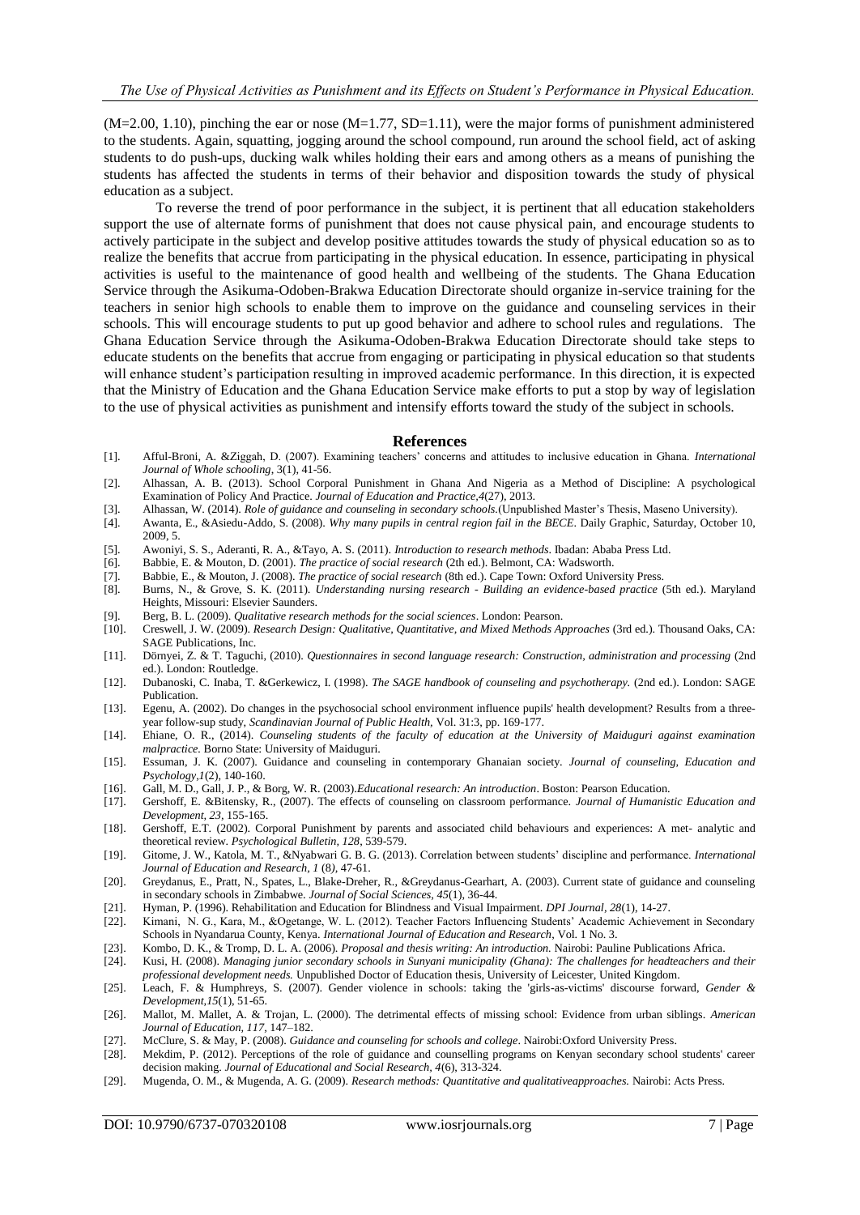(M=2.00, 1.10), pinching the ear or nose (M=1.77, SD=1.11), were the major forms of punishment administered to the students. Again, squatting, jogging around the school compound, run around the school field, act of asking students to do push-ups, ducking walk whiles holding their ears and among others as a means of punishing the students has affected the students in terms of their behavior and disposition towards the study of physical education as a subject.

To reverse the trend of poor performance in the subject, it is pertinent that all education stakeholders support the use of alternate forms of punishment that does not cause physical pain, and encourage students to actively participate in the subject and develop positive attitudes towards the study of physical education so as to realize the benefits that accrue from participating in the physical education. In essence, participating in physical activities is useful to the maintenance of good health and wellbeing of the students. The Ghana Education Service through the Asikuma-Odoben-Brakwa Education Directorate should organize in-service training for the teachers in senior high schools to enable them to improve on the guidance and counseling services in their schools. This will encourage students to put up good behavior and adhere to school rules and regulations. The Ghana Education Service through the Asikuma-Odoben-Brakwa Education Directorate should take steps to educate students on the benefits that accrue from engaging or participating in physical education so that students will enhance student's participation resulting in improved academic performance. In this direction, it is expected that the Ministry of Education and the Ghana Education Service make efforts to put a stop by way of legislation to the use of physical activities as punishment and intensify efforts toward the study of the subject in schools.

## References

[1]. Afful-Broni, A. &Ziggah, D. (2007). Examining teachers' concerns and attitudes to inclusive education in Ghana. *International Journal of Whole schooling*, 3(1), 41-56.

[2]. Alhassan, A. B. (2013). School Corporal Punishment in Ghana And Nigeria as a Method of Discipline: A psychological Examination of Policy And Practice. *Journal of Education and Practice*,*4*(27), 2013.

[3]. Alhassan, W. (2014). *Role of guidance and counseling in secondary schools*.(Unpublished Master's Thesis, Maseno University).

[4]. Awanta, E., &Asiedu-Addo, S. (2008). *Why many pupils in central region fail in the BECE*. Daily Graphic, Saturday, October 10, 2009, 5.

[5]. Awoniyi, S. S., Aderanti, R. A., &Tayo, A. S. (2011). *Introduction to research methods*. Ibadan: Ababa Press Ltd.

[6]. Babbie, E. & Mouton, D. (2001). *The practice of social research* (2th ed.). Belmont, CA: Wadsworth.

[7]. Babbie, E., & Mouton, J. (2008). *The practice of social research* (8th ed.). Cape Town: Oxford University Press.

[8]. Burns, N., & Grove, S. K. (2011). *Understanding nursing research - Building an evidence-based practice* (5th ed.). Maryland Heights, Missouri: Elsevier Saunders.

[9]. Berg, B. L. (2009). *Qualitative research methods for the social sciences*. London: Pearson.

[10]. Creswell, J. W. (2009). *Research Design: Qualitative, Quantitative, and Mixed Methods Approaches* (3rd ed.). Thousand Oaks, CA: SAGE Publications, Inc.

[11]. Dörnyei, Z. & T. Taguchi, (2010). *Questionnaires in second language research: Construction, administration and processing* (2nd ed.). London: Routledge.

[12]. Dubanoski, C. Inaba, T. &Gerkewicz, I. (1998). *The SAGE handbook of counseling and psychotherapy.* (2nd ed.). London: SAGE Publication.

[13]. Egenu, A. (2002). Do changes in the psychosocial school environment influence pupils' health development? Results from a three-year follow-sup study, *Scandinavian Journal of Public Health*, Vol. 31:3, pp. 169-177.

[14]. Ehiane, O. R., (2014). *Counseling students of the faculty of education at the University of Maiduguri against examination malpractice*. Borno State: University of Maiduguri.

[15]. Essuman, J. K. (2007). Guidance and counseling in contemporary Ghanaian society. *Journal of counseling, Education and Psychology*,*1*(2), 140-160.

[16]. Gall, M. D., Gall, J. P., & Borg, W. R. (2003).*Educational research: An introduction*. Boston: Pearson Education.

[17]. Gershoff, E. &Bitensky, R., (2007). The effects of counseling on classroom performance. *Journal of Humanistic Education and Development*, *23*, 155-165.

[18]. Gershoff, E.T. (2002). Corporal Punishment by parents and associated child behaviours and experiences: A met- analytic and theoretical review. *Psychological Bulletin*, *128*, 539-579.

[19]. Gitome, J. W., Katola, M. T., &Nyabwari G. B. G. (2013). Correlation between students' discipline and performance. *International Journal of Education and Research*, *1* (8), 47-61.

[20]. Greydanus, E., Pratt, N., Spates, L., Blake-Dreher, R., &Greydanus-Gearhart, A. (2003). Current state of guidance and counseling in secondary schools in Zimbabwe. *Journal of Social Sciences*, *45*(1), 36-44.

[21]. Hyman, P. (1996). Rehabilitation and Education for Blindness and Visual Impairment. *DPI Journal*, *28*(1), 14-27.

[22]. Kimani, N. G., Kara, M., &Ogetange, W. L. (2012). Teacher Factors Influencing Students' Academic Achievement in Secondary Schools in Nyandarua County, Kenya. *International Journal of Education and Research*, Vol. 1 No. 3.

[23]. Kombo, D. K., & Tromp, D. L. A. (2006). *Proposal and thesis writing: An introduction.* Nairobi: Pauline Publications Africa.

[24]. Kusi, H. (2008). *Managing junior secondary schools in Sunyani municipality (Ghana): The challenges for headteachers and their professional development needs.* Unpublished Doctor of Education thesis, University of Leicester, United Kingdom.

[25]. Leach, F. & Humphreys, S. (2007). Gender violence in schools: taking the 'girls-as-victims' discourse forward, *Gender & Development*,*15*(1), 51-65.

[26]. Mallot, M. Mallet, A. & Trojan, L. (2000). The detrimental effects of missing school: Evidence from urban siblings. *American Journal of Education*, *117*, 147–182.

[27]. McClure, S. & May, P. (2008). *Guidance and counseling for schools and college*. Nairobi:Oxford University Press.

[28]. Mekdim, P. (2012). Perceptions of the role of guidance and counselling programs on Kenyan secondary school students' career decision making. *Journal of Educational and Social Research*, *4*(6), 313-324.

[29]. Mugenda, O. M., & Mugenda, A. G. (2009). *Research methods: Quantitative and qualitativeapproaches.* Nairobi: Acts Press.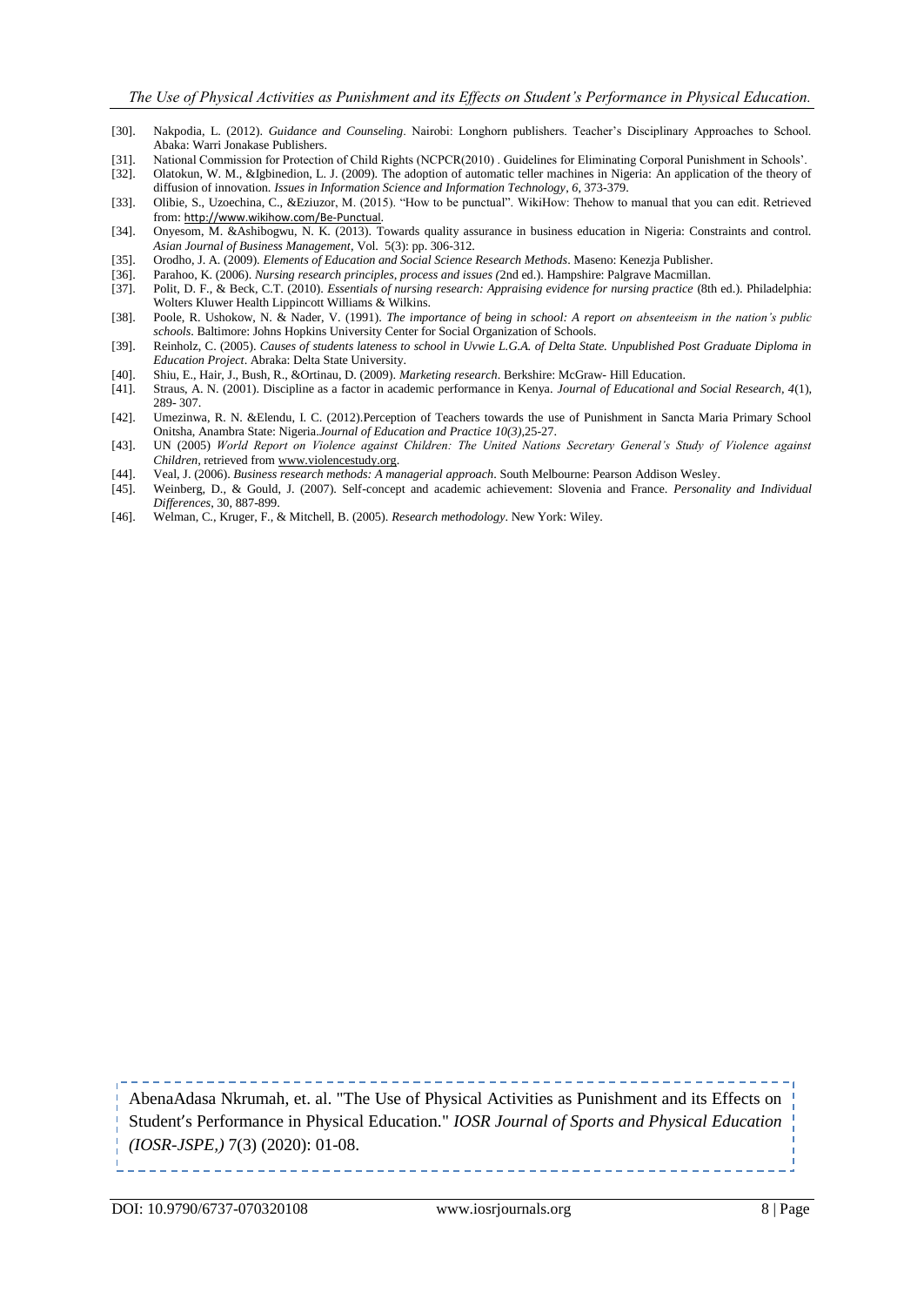[30]. Nakpodia, L. (2012). *Guidance and Counseling*. Nairobi: Longhorn publishers. Teacher's Disciplinary Approaches to School. Abaka: Warri Jonakase Publishers.

[31]. National Commission for Protection of Child Rights (NCPCR(2010) . Guidelines for Eliminating Corporal Punishment in Schools'.

[32]. Olatokun, W. M., &Igbinedion, L. J. (2009). The adoption of automatic teller machines in Nigeria: An application of the theory of diffusion of innovation. *Issues in Information Science and Information Technology*, *6*, 373-379.

[33]. Olibie, S., Uzoechina, C., &Eziuzor, M. (2015). "How to be punctual". WikiHow: Thehow to manual that you can edit. Retrieved from: http://www.wikihow.com/Be-Punctual.

[34]. Onyesom, M. &Ashibogwu, N. K. (2013). Towards quality assurance in business education in Nigeria: Constraints and control. *Asian Journal of Business Management*, Vol. 5(3): pp. 306-312.

[35]. Orodho, J. A. (2009). *Elements of Education and Social Science Research Methods*. Maseno: Kenezja Publisher.

[36]. Parahoo, K. (2006). *Nursing research principles, process and issues (*2nd ed.). Hampshire: Palgrave Macmillan.

[37]. Polit, D. F., & Beck, C.T. (2010). *Essentials of nursing research: Appraising evidence for nursing practice* (8th ed.). Philadelphia: Wolters Kluwer Health Lippincott Williams & Wilkins.

[38]. Poole, R. Ushokow, N. & Nader, V. (1991). *The importance of being in school: A report on absenteeism in the nation's public schools*. Baltimore: Johns Hopkins University Center for Social Organization of Schools.

[39]. Reinholz, C. (2005). *Causes of students lateness to school in Uvwie L.G.A. of Delta State. Unpublished Post Graduate Diploma in Education Project*. Abraka: Delta State University.

[40]. Shiu, E., Hair, J., Bush, R., &Ortinau, D. (2009). *Marketing research*. Berkshire: McGraw- Hill Education.

[41]. Straus, A. N. (2001). Discipline as a factor in academic performance in Kenya. *Journal of Educational and Social Research*, *4*(1), 289- 307.

[42]. Umezinwa, R. N. &Elendu, I. C. (2012).Perception of Teachers towards the use of Punishment in Sancta Maria Primary School Onitsha, Anambra State: Nigeria.*Journal of Education and Practice 10(3)*,25-27.

[43]. UN (2005) *World Report on Violence against Children: The United Nations Secretary General's Study of Violence against Children*, retrieved from www.violencestudy.org.

[44]. Veal, J. (2006). *Business research methods: A managerial approach*. South Melbourne: Pearson Addison Wesley.

[45]. Weinberg, D., & Gould, J. (2007). Self-concept and academic achievement: Slovenia and France. *Personality and Individual Differences*, 30, 887-899.

[46]. Welman, C., Kruger, F., & Mitchell, B. (2005). *Research methodology*. New York: Wiley.

AbenaAdasa Nkrumah, et. al. "The Use of Physical Activities as Punishment and its Effects on Student's Performance in Physical Education." *IOSR Journal of Sports and Physical Education (IOSR-JSPE,)* 7(3) (2020): 01-08.